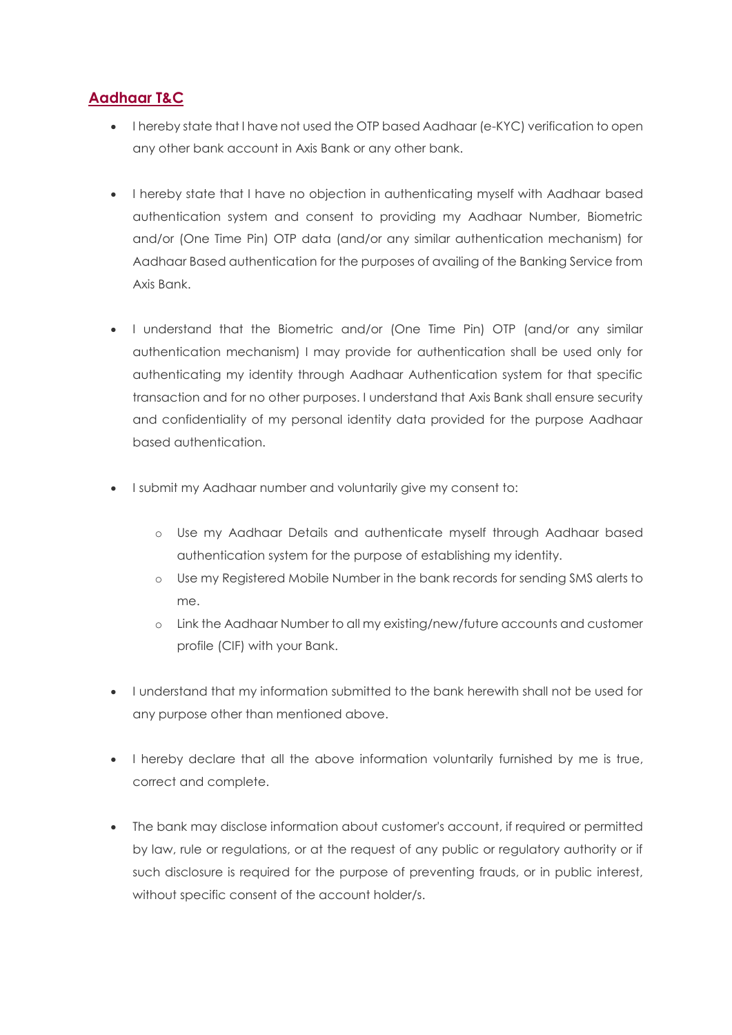## Aadhaar T&C

- I hereby state that I have not used the OTP based Aadhaar (e-KYC) verification to open any other bank account in Axis Bank or any other bank.

- I hereby state that I have no objection in authenticating myself with Aadhaar based authentication system and consent to providing my Aadhaar Number, Biometric and/or (One Time Pin) OTP data (and/or any similar authentication mechanism) for Aadhaar Based authentication for the purposes of availing of the Banking Service from Axis Bank.

- I understand that the Biometric and/or (One Time Pin) OTP (and/or any similar authentication mechanism) I may provide for authentication shall be used only for authenticating my identity through Aadhaar Authentication system for that specific transaction and for no other purposes. I understand that Axis Bank shall ensure security and confidentiality of my personal identity data provided for the purpose Aadhaar based authentication.

- I submit my Aadhaar number and voluntarily give my consent to:
  - Use my Aadhaar Details and authenticate myself through Aadhaar based authentication system for the purpose of establishing my identity.
  - Use my Registered Mobile Number in the bank records for sending SMS alerts to me.
  - Link the Aadhaar Number to all my existing/new/future accounts and customer profile (CIF) with your Bank.

- I understand that my information submitted to the bank herewith shall not be used for any purpose other than mentioned above.

- I hereby declare that all the above information voluntarily furnished by me is true, correct and complete.

- The bank may disclose information about customer's account, if required or permitted by law, rule or regulations, or at the request of any public or regulatory authority or if such disclosure is required for the purpose of preventing frauds, or in public interest, without specific consent of the account holder/s.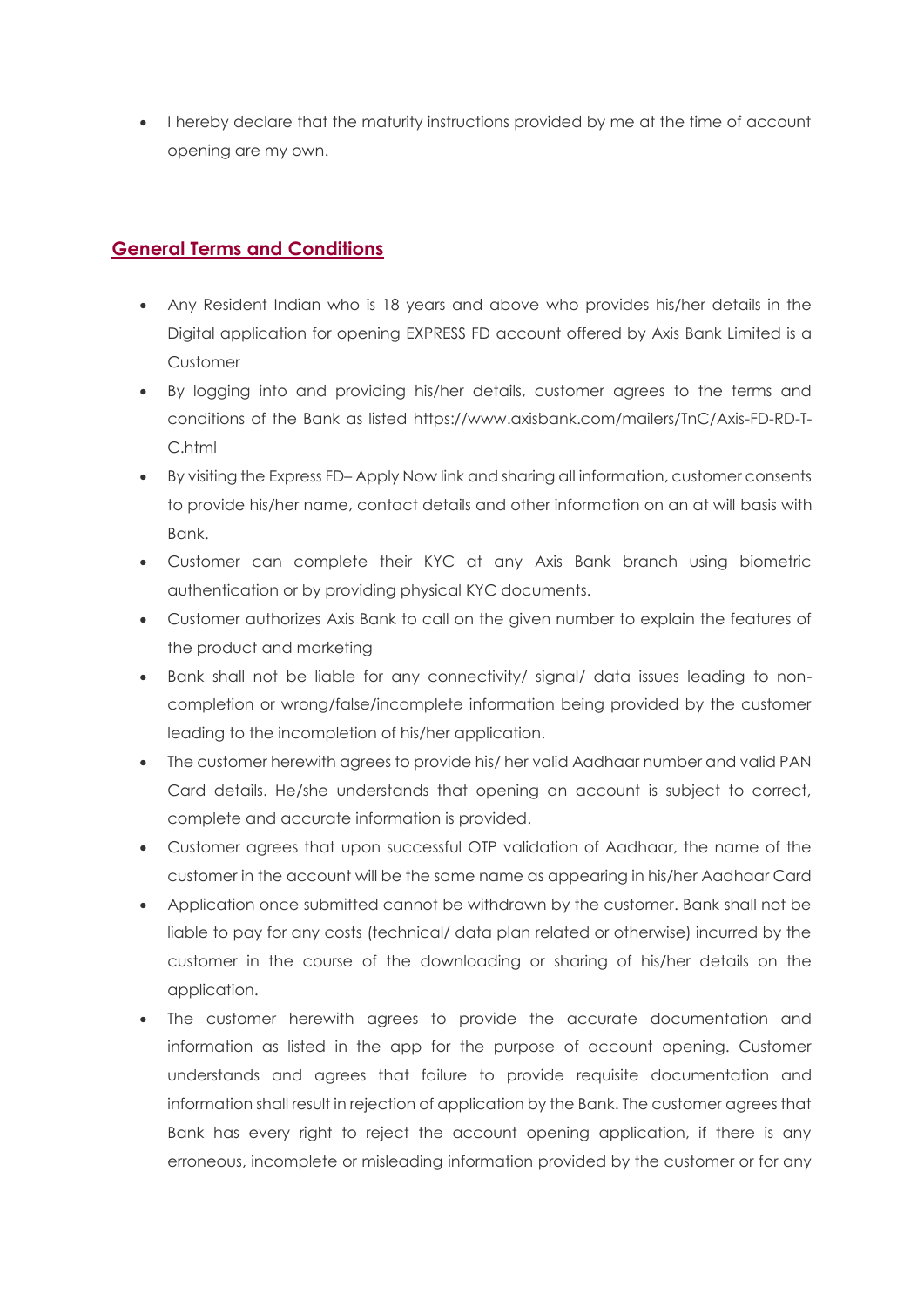- I hereby declare that the maturity instructions provided by me at the time of account opening are my own.

## General Terms and Conditions

- Any Resident Indian who is 18 years and above who provides his/her details in the Digital application for opening EXPRESS FD account offered by Axis Bank Limited is a Customer
- By logging into and providing his/her details, customer agrees to the terms and conditions of the Bank as listed https://www.axisbank.com/mailers/TnC/Axis-FD-RD-T-C.html
- By visiting the Express FD– Apply Now link and sharing all information, customer consents to provide his/her name, contact details and other information on an at will basis with Bank.
- Customer can complete their KYC at any Axis Bank branch using biometric authentication or by providing physical KYC documents.
- Customer authorizes Axis Bank to call on the given number to explain the features of the product and marketing
- Bank shall not be liable for any connectivity/ signal/ data issues leading to non-completion or wrong/false/incomplete information being provided by the customer leading to the incompletion of his/her application.
- The customer herewith agrees to provide his/ her valid Aadhaar number and valid PAN Card details. He/she understands that opening an account is subject to correct, complete and accurate information is provided.
- Customer agrees that upon successful OTP validation of Aadhaar, the name of the customer in the account will be the same name as appearing in his/her Aadhaar Card
- Application once submitted cannot be withdrawn by the customer. Bank shall not be liable to pay for any costs (technical/ data plan related or otherwise) incurred by the customer in the course of the downloading or sharing of his/her details on the application.
- The customer herewith agrees to provide the accurate documentation and information as listed in the app for the purpose of account opening. Customer understands and agrees that failure to provide requisite documentation and information shall result in rejection of application by the Bank. The customer agrees that Bank has every right to reject the account opening application, if there is any erroneous, incomplete or misleading information provided by the customer or for any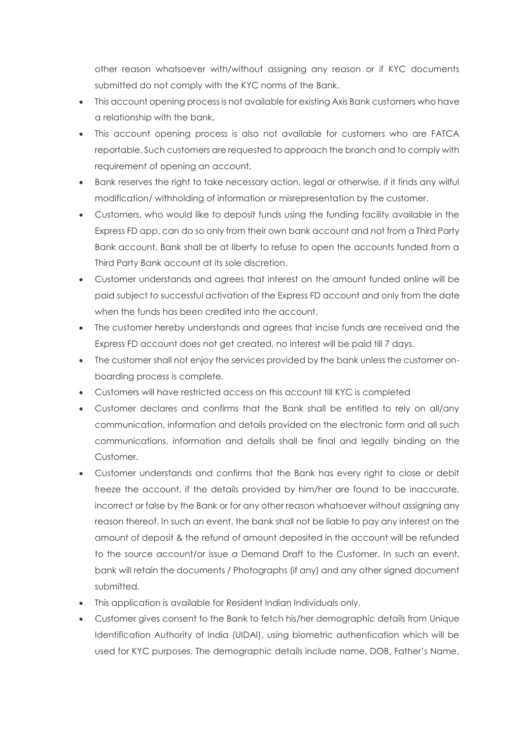other reason whatsoever with/without assigning any reason or if KYC documents submitted do not comply with the KYC norms of the Bank.

- This account opening process is not available for existing Axis Bank customers who have a relationship with the bank.
- This account opening process is also not available for customers who are FATCA reportable. Such customers are requested to approach the branch and to comply with requirement of opening an account.
- Bank reserves the right to take necessary action, legal or otherwise, if it finds any wilful modification/ withholding of information or misrepresentation by the customer.
- Customers, who would like to deposit funds using the funding facility available in the Express FD app, can do so only from their own bank account and not from a Third Party Bank account. Bank shall be at liberty to refuse to open the accounts funded from a Third Party Bank account at its sole discretion.
- Customer understands and agrees that interest on the amount funded online will be paid subject to successful activation of the Express FD account and only from the date when the funds has been credited into the account.
- The customer hereby understands and agrees that incise funds are received and the Express FD account does not get created, no interest will be paid till 7 days.
- The customer shall not enjoy the services provided by the bank unless the customer on-boarding process is complete.
- Customers will have restricted access on this account till KYC is completed
- Customer declares and confirms that the Bank shall be entitled to rely on all/any communication, information and details provided on the electronic form and all such communications, information and details shall be final and legally binding on the Customer.
- Customer understands and confirms that the Bank has every right to close or debit freeze the account, if the details provided by him/her are found to be inaccurate, incorrect or false by the Bank or for any other reason whatsoever without assigning any reason thereof. In such an event, the bank shall not be liable to pay any interest on the amount of deposit & the refund of amount deposited in the account will be refunded to the source account/or issue a Demand Draft to the Customer. In such an event, bank will retain the documents / Photographs (if any) and any other signed document submitted.
- This application is available for Resident Indian Individuals only.
- Customer gives consent to the Bank to fetch his/her demographic details from Unique Identification Authority of India (UIDAI), using biometric authentication which will be used for KYC purposes. The demographic details include name, DOB, Father's Name,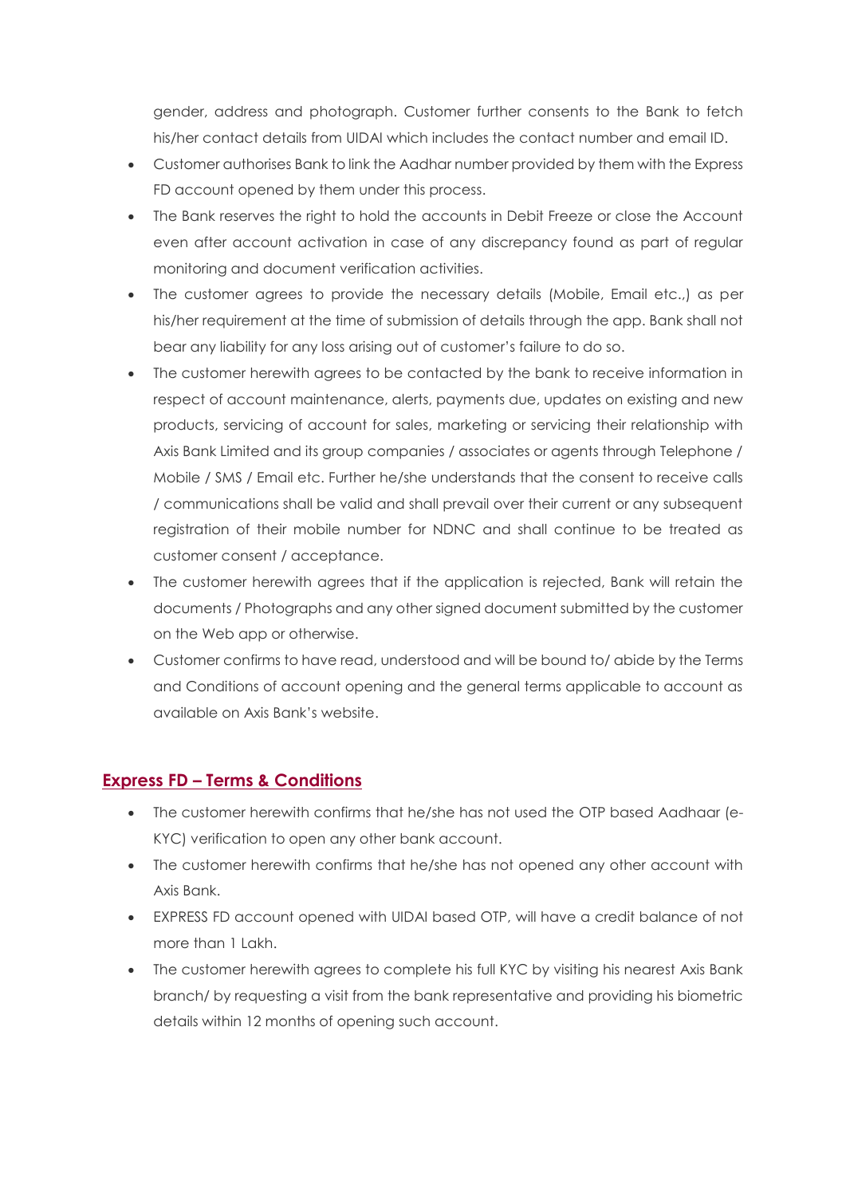gender, address and photograph. Customer further consents to the Bank to fetch his/her contact details from UIDAI which includes the contact number and email ID.

- Customer authorises Bank to link the Aadhar number provided by them with the Express FD account opened by them under this process.
- The Bank reserves the right to hold the accounts in Debit Freeze or close the Account even after account activation in case of any discrepancy found as part of regular monitoring and document verification activities.
- The customer agrees to provide the necessary details (Mobile, Email etc.,) as per his/her requirement at the time of submission of details through the app. Bank shall not bear any liability for any loss arising out of customer's failure to do so.
- The customer herewith agrees to be contacted by the bank to receive information in respect of account maintenance, alerts, payments due, updates on existing and new products, servicing of account for sales, marketing or servicing their relationship with Axis Bank Limited and its group companies / associates or agents through Telephone / Mobile / SMS / Email etc. Further he/she understands that the consent to receive calls / communications shall be valid and shall prevail over their current or any subsequent registration of their mobile number for NDNC and shall continue to be treated as customer consent / acceptance.
- The customer herewith agrees that if the application is rejected, Bank will retain the documents / Photographs and any other signed document submitted by the customer on the Web app or otherwise.
- Customer confirms to have read, understood and will be bound to/ abide by the Terms and Conditions of account opening and the general terms applicable to account as available on Axis Bank's website.

## Express FD – Terms & Conditions

- The customer herewith confirms that he/she has not used the OTP based Aadhaar (e-KYC) verification to open any other bank account.
- The customer herewith confirms that he/she has not opened any other account with Axis Bank.
- EXPRESS FD account opened with UIDAI based OTP, will have a credit balance of not more than 1 Lakh.
- The customer herewith agrees to complete his full KYC by visiting his nearest Axis Bank branch/ by requesting a visit from the bank representative and providing his biometric details within 12 months of opening such account.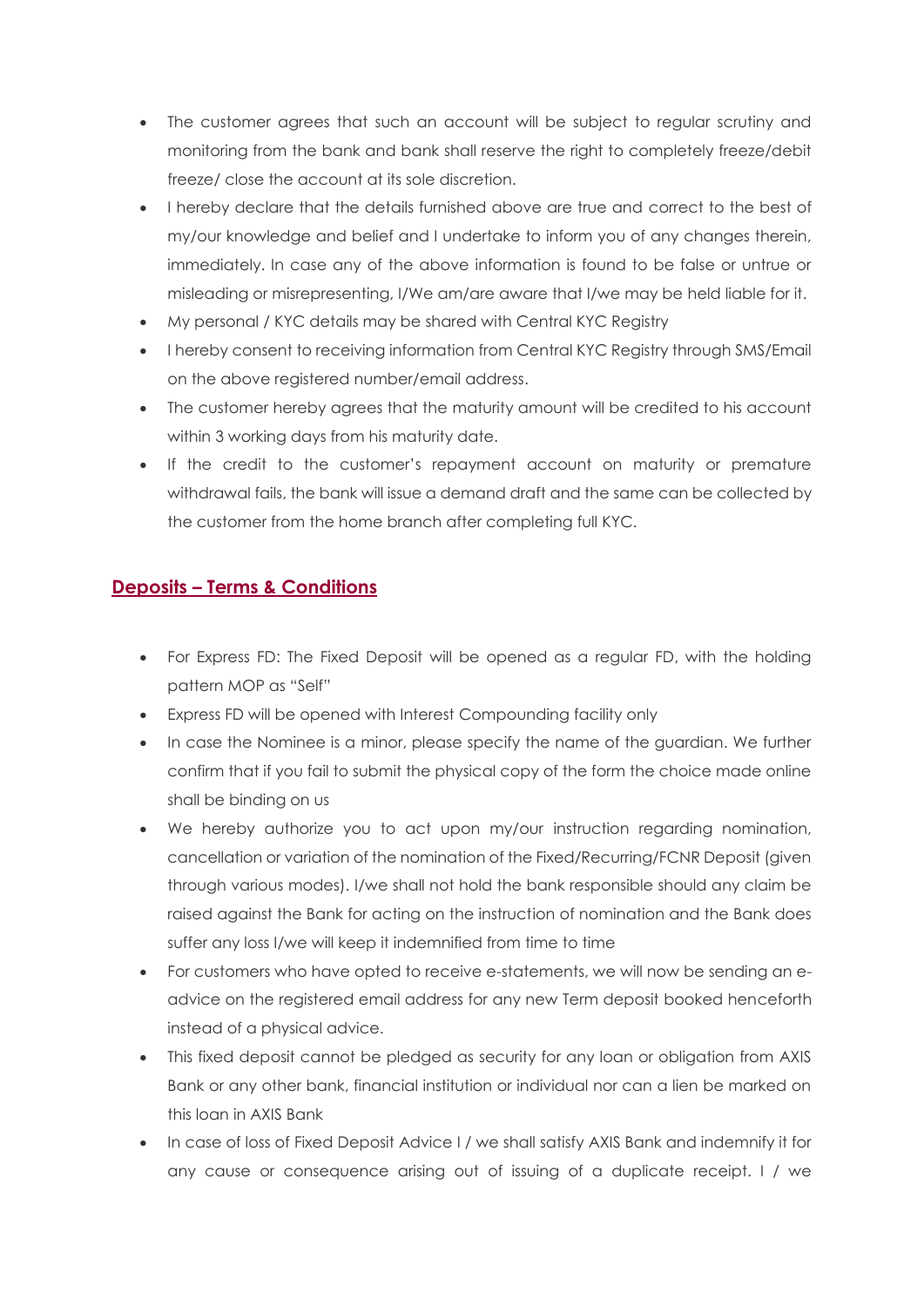- The customer agrees that such an account will be subject to regular scrutiny and monitoring from the bank and bank shall reserve the right to completely freeze/debit freeze/ close the account at its sole discretion.
- I hereby declare that the details furnished above are true and correct to the best of my/our knowledge and belief and I undertake to inform you of any changes therein, immediately. In case any of the above information is found to be false or untrue or misleading or misrepresenting, I/We am/are aware that I/we may be held liable for it.
- My personal / KYC details may be shared with Central KYC Registry
- I hereby consent to receiving information from Central KYC Registry through SMS/Email on the above registered number/email address.
- The customer hereby agrees that the maturity amount will be credited to his account within 3 working days from his maturity date.
- If the credit to the customer's repayment account on maturity or premature withdrawal fails, the bank will issue a demand draft and the same can be collected by the customer from the home branch after completing full KYC.

## Deposits – Terms & Conditions

- For Express FD: The Fixed Deposit will be opened as a regular FD, with the holding pattern MOP as "Self"
- Express FD will be opened with Interest Compounding facility only
- In case the Nominee is a minor, please specify the name of the guardian. We further confirm that if you fail to submit the physical copy of the form the choice made online shall be binding on us
- We hereby authorize you to act upon my/our instruction regarding nomination, cancellation or variation of the nomination of the Fixed/Recurring/FCNR Deposit (given through various modes). I/we shall not hold the bank responsible should any claim be raised against the Bank for acting on the instruction of nomination and the Bank does suffer any loss I/we will keep it indemnified from time to time
- For customers who have opted to receive e-statements, we will now be sending an e-advice on the registered email address for any new Term deposit booked henceforth instead of a physical advice.
- This fixed deposit cannot be pledged as security for any loan or obligation from AXIS Bank or any other bank, financial institution or individual nor can a lien be marked on this loan in AXIS Bank
- In case of loss of Fixed Deposit Advice I / we shall satisfy AXIS Bank and indemnify it for any cause or consequence arising out of issuing of a duplicate receipt. I / we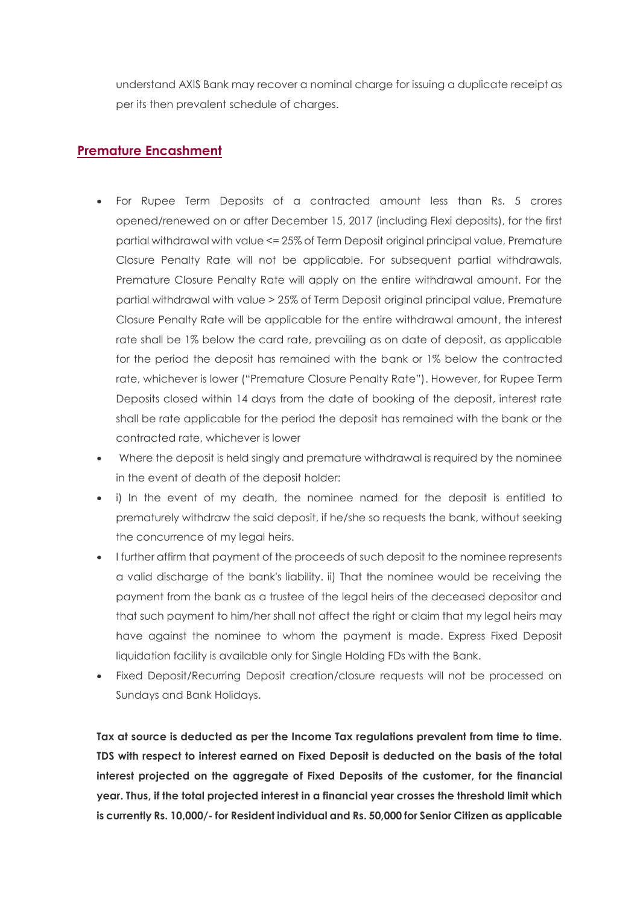understand AXIS Bank may recover a nominal charge for issuing a duplicate receipt as per its then prevalent schedule of charges.

## Premature Encashment

- For Rupee Term Deposits of a contracted amount less than Rs. 5 crores opened/renewed on or after December 15, 2017 (including Flexi deposits), for the first partial withdrawal with value <= 25% of Term Deposit original principal value, Premature Closure Penalty Rate will not be applicable. For subsequent partial withdrawals, Premature Closure Penalty Rate will apply on the entire withdrawal amount. For the partial withdrawal with value > 25% of Term Deposit original principal value, Premature Closure Penalty Rate will be applicable for the entire withdrawal amount, the interest rate shall be 1% below the card rate, prevailing as on date of deposit, as applicable for the period the deposit has remained with the bank or 1% below the contracted rate, whichever is lower ("Premature Closure Penalty Rate"). However, for Rupee Term Deposits closed within 14 days from the date of booking of the deposit, interest rate shall be rate applicable for the period the deposit has remained with the bank or the contracted rate, whichever is lower
- Where the deposit is held singly and premature withdrawal is required by the nominee in the event of death of the deposit holder:
- i) In the event of my death, the nominee named for the deposit is entitled to prematurely withdraw the said deposit, if he/she so requests the bank, without seeking the concurrence of my legal heirs.
- I further affirm that payment of the proceeds of such deposit to the nominee represents a valid discharge of the bank's liability. ii) That the nominee would be receiving the payment from the bank as a trustee of the legal heirs of the deceased depositor and that such payment to him/her shall not affect the right or claim that my legal heirs may have against the nominee to whom the payment is made. Express Fixed Deposit liquidation facility is available only for Single Holding FDs with the Bank.
- Fixed Deposit/Recurring Deposit creation/closure requests will not be processed on Sundays and Bank Holidays.

**Tax at source is deducted as per the Income Tax regulations prevalent from time to time. TDS with respect to interest earned on Fixed Deposit is deducted on the basis of the total interest projected on the aggregate of Fixed Deposits of the customer, for the financial year. Thus, if the total projected interest in a financial year crosses the threshold limit which is currently Rs. 10,000/- for Resident individual and Rs. 50,000 for Senior Citizen as applicable**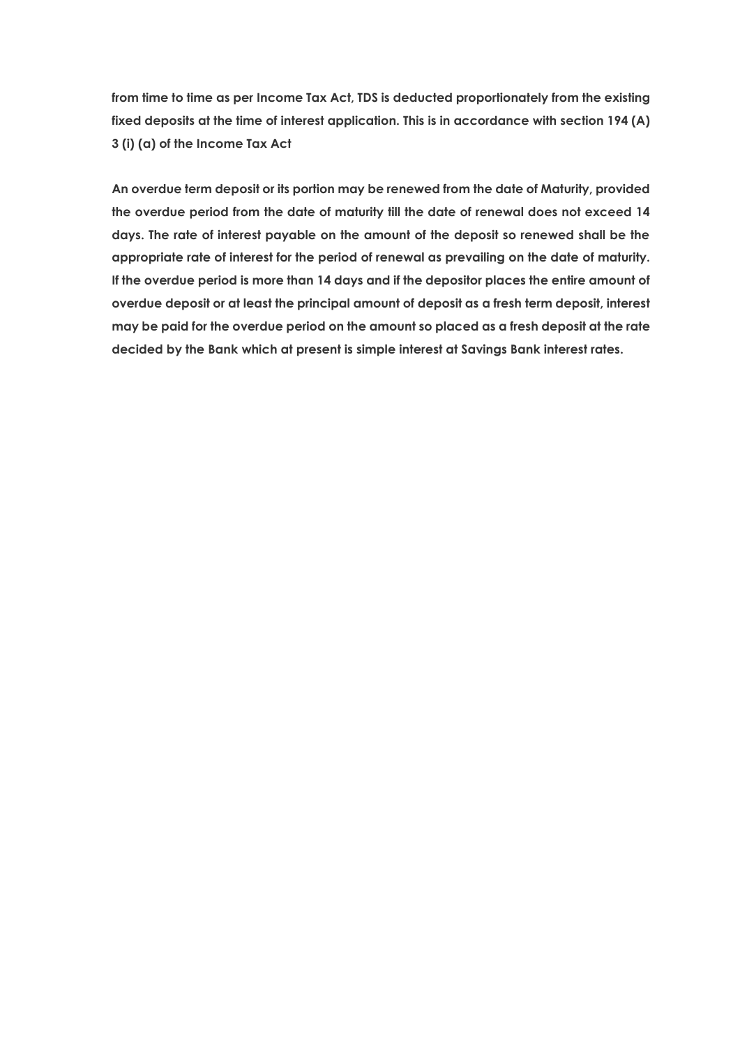**from time to time as per Income Tax Act, TDS is deducted proportionately from the existing fixed deposits at the time of interest application. This is in accordance with section 194 (A) 3 (i) (a) of the Income Tax Act**

**An overdue term deposit or its portion may be renewed from the date of Maturity, provided the overdue period from the date of maturity till the date of renewal does not exceed 14 days. The rate of interest payable on the amount of the deposit so renewed shall be the appropriate rate of interest for the period of renewal as prevailing on the date of maturity. If the overdue period is more than 14 days and if the depositor places the entire amount of overdue deposit or at least the principal amount of deposit as a fresh term deposit, interest may be paid for the overdue period on the amount so placed as a fresh deposit at the rate decided by the Bank which at present is simple interest at Savings Bank interest rates.**